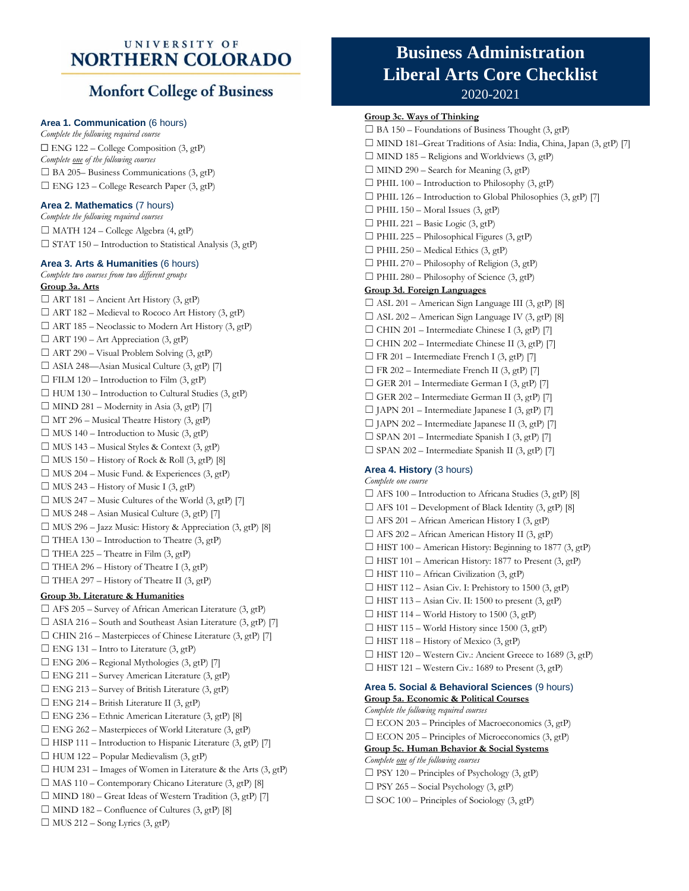UNIVERSITY OF
NORTHERN COLORADO

Monfort College of Business

# Business Administration Liberal Arts Core Checklist

2020-2021

## Area 1. Communication (6 hours)

*Complete the following required course*

☐ ENG 122 – College Composition (3, gtP)

*Complete one of the following courses*

☐ BA 205– Business Communications (3, gtP)

☐ ENG 123 – College Research Paper (3, gtP)

## Area 2. Mathematics (7 hours)

*Complete the following required courses*

☐ MATH 124 – College Algebra (4, gtP)

☐ STAT 150 – Introduction to Statistical Analysis (3, gtP)

## Area 3. Arts & Humanities (6 hours)

*Complete two courses from two different groups*

### Group 3a. Arts

☐ ART 181 – Ancient Art History (3, gtP)

☐ ART 182 – Medieval to Rococo Art History (3, gtP)

☐ ART 185 – Neoclassic to Modern Art History (3, gtP)

☐ ART 190 – Art Appreciation (3, gtP)

☐ ART 290 – Visual Problem Solving (3, gtP)

☐ ASIA 248—Asian Musical Culture (3, gtP) [7]

☐ FILM 120 – Introduction to Film (3, gtP)

☐ HUM 130 – Introduction to Cultural Studies (3, gtP)

☐ MIND 281 – Modernity in Asia (3, gtP) [7]

☐ MT 296 – Musical Theatre History (3, gtP)

☐ MUS 140 – Introduction to Music (3, gtP)

☐ MUS 143 – Musical Styles & Context (3, gtP)

☐ MUS 150 – History of Rock & Roll (3, gtP) [8]

☐ MUS 204 – Music Fund. & Experiences (3, gtP)

☐ MUS 243 – History of Music I (3, gtP)

☐ MUS 247 – Music Cultures of the World (3, gtP) [7]

☐ MUS 248 – Asian Musical Culture (3, gtP) [7]

☐ MUS 296 – Jazz Music: History & Appreciation (3, gtP) [8]

☐ THEA 130 – Introduction to Theatre (3, gtP)

☐ THEA 225 – Theatre in Film (3, gtP)

☐ THEA 296 – History of Theatre I (3, gtP)

☐ THEA 297 – History of Theatre II (3, gtP)

### Group 3b. Literature & Humanities

☐ AFS 205 – Survey of African American Literature (3, gtP)

☐ ASIA 216 – South and Southeast Asian Literature (3, gtP) [7]

☐ CHIN 216 – Masterpieces of Chinese Literature (3, gtP) [7]

☐ ENG 131 – Intro to Literature (3, gtP)

☐ ENG 206 – Regional Mythologies (3, gtP) [7]

☐ ENG 211 – Survey American Literature (3, gtP)

☐ ENG 213 – Survey of British Literature (3, gtP)

☐ ENG 214 – British Literature II (3, gtP)

☐ ENG 236 – Ethnic American Literature (3, gtP) [8]

☐ ENG 262 – Masterpieces of World Literature (3, gtP)

☐ HISP 111 – Introduction to Hispanic Literature (3, gtP) [7]

☐ HUM 122 – Popular Medievalism (3, gtP)

☐ HUM 231 – Images of Women in Literature & the Arts (3, gtP)

☐ MAS 110 – Contemporary Chicano Literature (3, gtP) [8]

☐ MIND 180 – Great Ideas of Western Tradition (3, gtP) [7]

☐ MIND 182 – Confluence of Cultures (3, gtP) [8]

☐ MUS 212 – Song Lyrics (3, gtP)

### Group 3c. Ways of Thinking

☐ BA 150 – Foundations of Business Thought (3, gtP)

☐ MIND 181–Great Traditions of Asia: India, China, Japan (3, gtP) [7]

☐ MIND 185 – Religions and Worldviews (3, gtP)

☐ MIND 290 – Search for Meaning (3, gtP)

☐ PHIL 100 – Introduction to Philosophy (3, gtP)

☐ PHIL 126 – Introduction to Global Philosophies (3, gtP) [7]

☐ PHIL 150 – Moral Issues (3, gtP)

☐ PHIL 221 – Basic Logic (3, gtP)

☐ PHIL 225 – Philosophical Figures (3, gtP)

☐ PHIL 250 – Medical Ethics (3, gtP)

☐ PHIL 270 – Philosophy of Religion (3, gtP)

☐ PHIL 280 – Philosophy of Science (3, gtP)

### Group 3d. Foreign Languages

☐ ASL 201 – American Sign Language III (3, gtP) [8]

☐ ASL 202 – American Sign Language IV (3, gtP) [8]

☐ CHIN 201 – Intermediate Chinese I (3, gtP) [7]

☐ CHIN 202 – Intermediate Chinese II (3, gtP) [7]

☐ FR 201 – Intermediate French I (3, gtP) [7]

☐ FR 202 – Intermediate French II (3, gtP) [7]

☐ GER 201 – Intermediate German I (3, gtP) [7]

☐ GER 202 – Intermediate German II (3, gtP) [7]

☐ JAPN 201 – Intermediate Japanese I (3, gtP) [7]

☐ JAPN 202 – Intermediate Japanese II (3, gtP) [7]

☐ SPAN 201 – Intermediate Spanish I (3, gtP) [7]

☐ SPAN 202 – Intermediate Spanish II (3, gtP) [7]

## Area 4. History (3 hours)

*Complete one course*

☐ AFS 100 – Introduction to Africana Studies (3, gtP) [8]

☐ AFS 101 – Development of Black Identity (3, gtP) [8]

☐ AFS 201 – African American History I (3, gtP)

☐ AFS 202 – African American History II (3, gtP)

☐ HIST 100 – American History: Beginning to 1877 (3, gtP)

☐ HIST 101 – American History: 1877 to Present (3, gtP)

☐ HIST 110 – African Civilization (3, gtP)

☐ HIST 112 – Asian Civ. I: Prehistory to 1500 (3, gtP)

☐ HIST 113 – Asian Civ. II: 1500 to present (3, gtP)

☐ HIST 114 – World History to 1500 (3, gtP)

☐ HIST 115 – World History since 1500 (3, gtP)

☐ HIST 118 – History of Mexico (3, gtP)

☐ HIST 120 – Western Civ.: Ancient Greece to 1689 (3, gtP)

☐ HIST 121 – Western Civ.: 1689 to Present (3, gtP)

## Area 5. Social & Behavioral Sciences (9 hours)

### Group 5a. Economic & Political Courses

*Complete the following required courses*

☐ ECON 203 – Principles of Macroeconomics (3, gtP)

☐ ECON 205 – Principles of Microeconomics (3, gtP)

### Group 5c. Human Behavior & Social Systems

*Complete one of the following courses*

☐ PSY 120 – Principles of Psychology (3, gtP)

☐ PSY 265 – Social Psychology (3, gtP)

☐ SOC 100 – Principles of Sociology (3, gtP)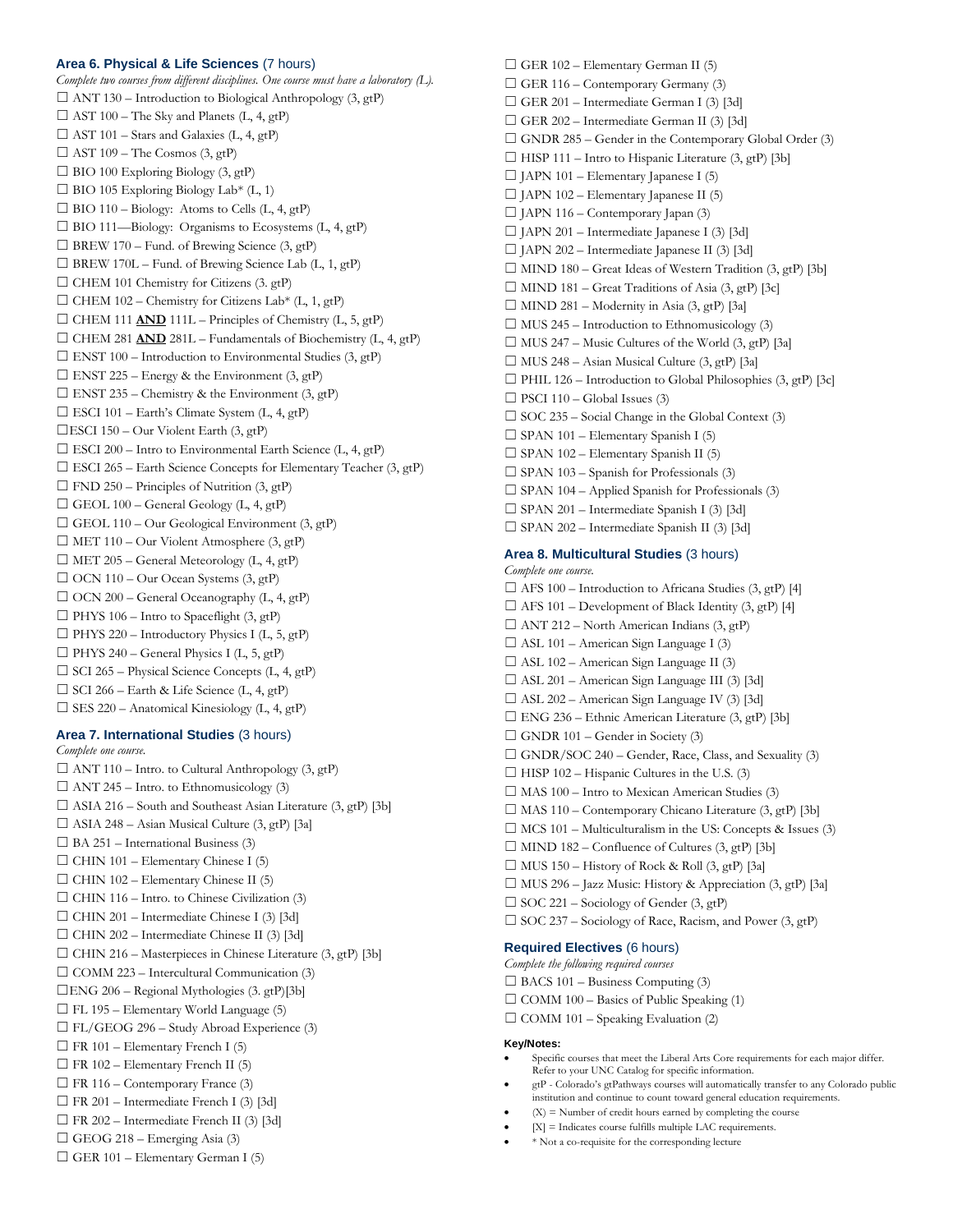## Area 6. Physical & Life Sciences (7 hours)

*Complete two courses from different disciplines. One course must have a laboratory (L).*

- ☐ ANT 130 – Introduction to Biological Anthropology (3, gtP)
- ☐ AST 100 – The Sky and Planets (L, 4, gtP)
- ☐ AST 101 – Stars and Galaxies (L, 4, gtP)
- ☐ AST 109 – The Cosmos (3, gtP)
- ☐ BIO 100 Exploring Biology (3, gtP)
- ☐ BIO 105 Exploring Biology Lab* (L, 1)
- ☐ BIO 110 – Biology: Atoms to Cells (L, 4, gtP)
- ☐ BIO 111—Biology: Organisms to Ecosystems (L, 4, gtP)
- ☐ BREW 170 – Fund. of Brewing Science (3, gtP)
- ☐ BREW 170L – Fund. of Brewing Science Lab (L, 1, gtP)
- ☐ CHEM 101 Chemistry for Citizens (3. gtP)
- ☐ CHEM 102 – Chemistry for Citizens Lab* (L, 1, gtP)
- ☐ CHEM 111 **AND** 111L – Principles of Chemistry (L, 5, gtP)
- ☐ CHEM 281 **AND** 281L – Fundamentals of Biochemistry (L, 4, gtP)
- ☐ ENST 100 – Introduction to Environmental Studies (3, gtP)
- ☐ ENST 225 – Energy & the Environment (3, gtP)
- ☐ ENST 235 – Chemistry & the Environment (3, gtP)
- ☐ ESCI 101 – Earth's Climate System (L, 4, gtP)
- ☐ESCI 150 – Our Violent Earth (3, gtP)
- ☐ ESCI 200 – Intro to Environmental Earth Science (L, 4, gtP)
- ☐ ESCI 265 – Earth Science Concepts for Elementary Teacher (3, gtP)
- ☐ FND 250 – Principles of Nutrition (3, gtP)
- ☐ GEOL 100 – General Geology (L, 4, gtP)
- ☐ GEOL 110 – Our Geological Environment (3, gtP)
- ☐ MET 110 – Our Violent Atmosphere (3, gtP)
- ☐ MET 205 – General Meteorology (L, 4, gtP)
- ☐ OCN 110 – Our Ocean Systems (3, gtP)
- ☐ OCN 200 – General Oceanography (L, 4, gtP)
- ☐ PHYS 106 – Intro to Spaceflight (3, gtP)
- ☐ PHYS 220 – Introductory Physics I (L, 5, gtP)
- ☐ PHYS 240 – General Physics I (L, 5, gtP)
- ☐ SCI 265 – Physical Science Concepts (L, 4, gtP)
- ☐ SCI 266 – Earth & Life Science (L, 4, gtP)
- ☐ SES 220 – Anatomical Kinesiology (L, 4, gtP)

## Area 7. International Studies (3 hours)

*Complete one course.*

- ☐ ANT 110 – Intro. to Cultural Anthropology (3, gtP)
- ☐ ANT 245 – Intro. to Ethnomusicology (3)
- ☐ ASIA 216 – South and Southeast Asian Literature (3, gtP) [3b]
- ☐ ASIA 248 – Asian Musical Culture (3, gtP) [3a]
- ☐ BA 251 – International Business (3)
- ☐ CHIN 101 – Elementary Chinese I (5)
- ☐ CHIN 102 – Elementary Chinese II (5)
- ☐ CHIN 116 – Intro. to Chinese Civilization (3)
- ☐ CHIN 201 – Intermediate Chinese I (3) [3d]
- ☐ CHIN 202 – Intermediate Chinese II (3) [3d]
- ☐ CHIN 216 – Masterpieces in Chinese Literature (3, gtP) [3b]
- ☐ COMM 223 – Intercultural Communication (3)
- ☐ENG 206 – Regional Mythologies (3. gtP)[3b]
- ☐ FL 195 – Elementary World Language (5)
- ☐ FL/GEOG 296 – Study Abroad Experience (3)
- ☐ FR 101 – Elementary French I (5)
- ☐ FR 102 – Elementary French II (5)
- ☐ FR 116 – Contemporary France (3)
- ☐ FR 201 – Intermediate French I (3) [3d]
- ☐ FR 202 – Intermediate French II (3) [3d]
- ☐ GEOG 218 – Emerging Asia (3)
- ☐ GER 101 – Elementary German I (5)
- ☐ GER 102 – Elementary German II (5)
- ☐ GER 116 – Contemporary Germany (3)
- ☐ GER 201 – Intermediate German I (3) [3d]
- ☐ GER 202 – Intermediate German II (3) [3d]
- ☐ GNDR 285 – Gender in the Contemporary Global Order (3)
- ☐ HISP 111 – Intro to Hispanic Literature (3, gtP) [3b]
- ☐ JAPN 101 – Elementary Japanese I (5)
- ☐ JAPN 102 – Elementary Japanese II (5)
- ☐ JAPN 116 – Contemporary Japan (3)
- ☐ JAPN 201 – Intermediate Japanese I (3) [3d]
- ☐ JAPN 202 – Intermediate Japanese II (3) [3d]
- ☐ MIND 180 – Great Ideas of Western Tradition (3, gtP) [3b]
- ☐ MIND 181 – Great Traditions of Asia (3, gtP) [3c]
- ☐ MIND 281 – Modernity in Asia (3, gtP) [3a]
- ☐ MUS 245 – Introduction to Ethnomusicology (3)
- ☐ MUS 247 – Music Cultures of the World (3, gtP) [3a]
- ☐ MUS 248 – Asian Musical Culture (3, gtP) [3a]
- ☐ PHIL 126 – Introduction to Global Philosophies (3, gtP) [3c]
- ☐ PSCI 110 – Global Issues (3)
- ☐ SOC 235 – Social Change in the Global Context (3)
- ☐ SPAN 101 – Elementary Spanish I (5)
- ☐ SPAN 102 – Elementary Spanish II (5)
- ☐ SPAN 103 – Spanish for Professionals (3)
- ☐ SPAN 104 – Applied Spanish for Professionals (3)
- ☐ SPAN 201 – Intermediate Spanish I (3) [3d]
- ☐ SPAN 202 – Intermediate Spanish II (3) [3d]

## Area 8. Multicultural Studies (3 hours)

*Complete one course.*

- ☐ AFS 100 – Introduction to Africana Studies (3, gtP) [4]
- ☐ AFS 101 – Development of Black Identity (3, gtP) [4]
- ☐ ANT 212 – North American Indians (3, gtP)
- ☐ ASL 101 – American Sign Language I (3)
- ☐ ASL 102 – American Sign Language II (3)
- ☐ ASL 201 – American Sign Language III (3) [3d]
- ☐ ASL 202 – American Sign Language IV (3) [3d]
- ☐ ENG 236 – Ethnic American Literature (3, gtP) [3b]
- ☐ GNDR 101 – Gender in Society (3)
- ☐ GNDR/SOC 240 – Gender, Race, Class, and Sexuality (3)
- ☐ HISP 102 – Hispanic Cultures in the U.S. (3)
- ☐ MAS 100 – Intro to Mexican American Studies (3)
- ☐ MAS 110 – Contemporary Chicano Literature (3, gtP) [3b]
- ☐ MCS 101 – Multiculturalism in the US: Concepts & Issues (3)
- ☐ MIND 182 – Confluence of Cultures (3, gtP) [3b]
- ☐ MUS 150 – History of Rock & Roll (3, gtP) [3a]
- ☐ MUS 296 – Jazz Music: History & Appreciation (3, gtP) [3a]
- ☐ SOC 221 – Sociology of Gender (3, gtP)
- ☐ SOC 237 – Sociology of Race, Racism, and Power (3, gtP)

## Required Electives (6 hours)

*Complete the following required courses*

- ☐ BACS 101 – Business Computing (3)
- ☐ COMM 100 – Basics of Public Speaking (1)
- ☐ COMM 101 – Speaking Evaluation (2)

**Key/Notes:**

- Specific courses that meet the Liberal Arts Core requirements for each major differ. Refer to your UNC Catalog for specific information.
- gtP - Colorado's gtPathways courses will automatically transfer to any Colorado public institution and continue to count toward general education requirements.
- (X) = Number of credit hours earned by completing the course
- [X] = Indicates course fulfills multiple LAC requirements.
- * Not a co-requisite for the corresponding lecture